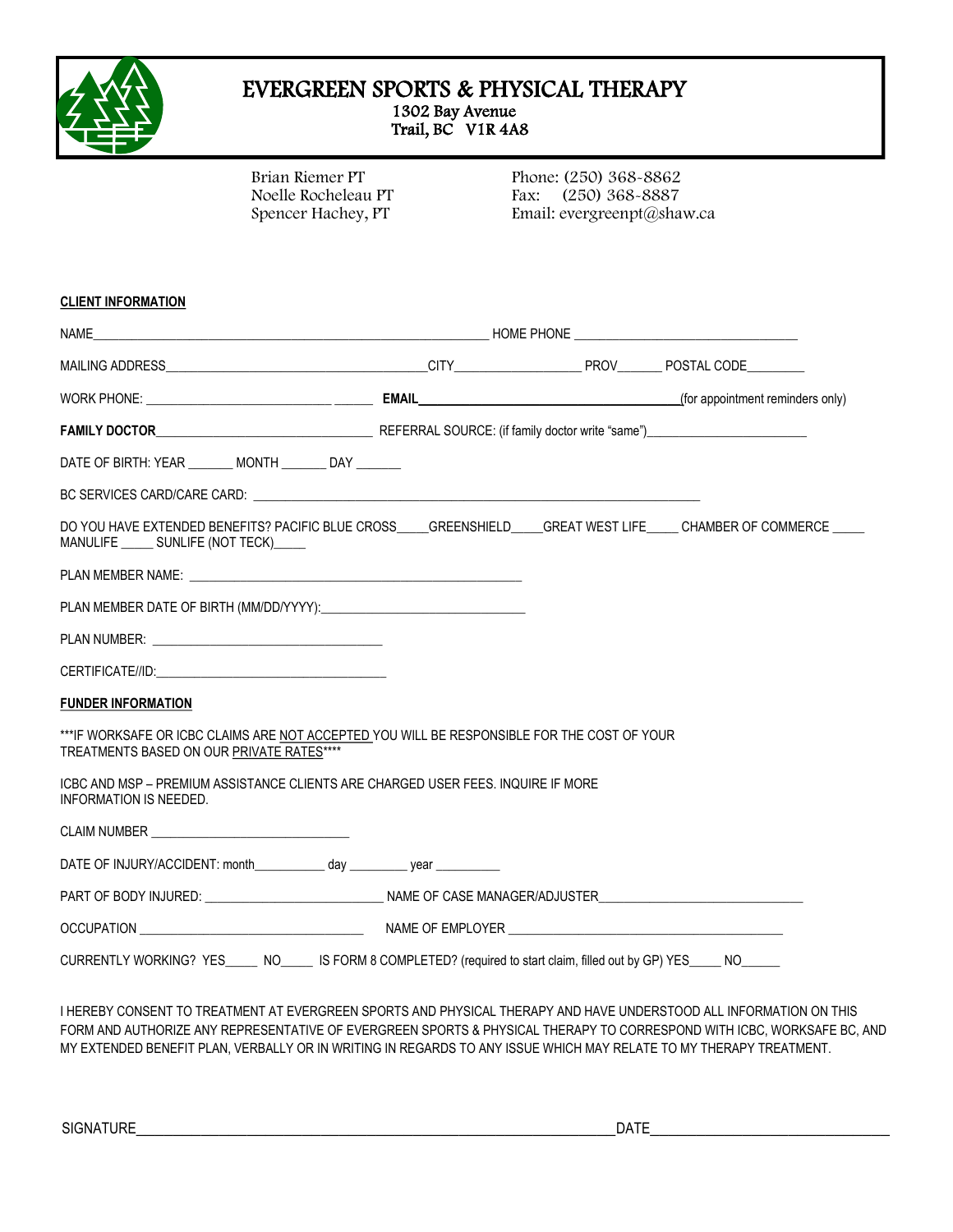# EVERGREEN SPORTS & PHYSICAL THERAPY

1302 Bay Avenue
Trail, BC V1R 4A8

Brian Riemer PT
Noelle Rocheleau PT
Spencer Hachey, PT

Phone: (250) 368-8862
Fax: (250) 368-8887
Email: evergreenpt@shaw.ca

**CLIENT INFORMATION**

NAME_____________________________________________ HOME PHONE ______________________________

MAILING ADDRESS__________________________________CITY_______________ PROV______ POSTAL CODE________

WORK PHONE: _____________________________ **EMAIL**___________________________________(for appointment reminders only)

**FAMILY DOCTOR**______________________________ REFERRAL SOURCE: (if family doctor write "same")______________________

DATE OF BIRTH: YEAR _______ MONTH _______ DAY _______

BC SERVICES CARD/CARE CARD: ____________________________________________________________

DO YOU HAVE EXTENDED BENEFITS? PACIFIC BLUE CROSS____GREENSHIELD____GREAT WEST LIFE_____ CHAMBER OF COMMERCE _____ MANULIFE _____ SUNLIFE (NOT TECK)_____

PLAN MEMBER NAME: ______________________________________________

PLAN MEMBER DATE OF BIRTH (MM/DD/YYYY):_____________________________

PLAN NUMBER: __________________________________

CERTIFICATE//ID:__________________________________

**FUNDER INFORMATION**

***IF WORKSAFE OR ICBC CLAIMS ARE NOT ACCEPTED YOU WILL BE RESPONSIBLE FOR THE COST OF YOUR TREATMENTS BASED ON OUR PRIVATE RATES****

ICBC AND MSP – PREMIUM ASSISTANCE CLIENTS ARE CHARGED USER FEES. INQUIRE IF MORE INFORMATION IS NEEDED.

CLAIM NUMBER _____________________________

DATE OF INJURY/ACCIDENT: month___________ day _________ year __________

PART OF BODY INJURED: __________________________ NAME OF CASE MANAGER/ADJUSTER_____________________________

OCCUPATION _________________________________ NAME OF EMPLOYER _________________________________________

CURRENTLY WORKING? YES_____ NO_____ IS FORM 8 COMPLETED? (required to start claim, filled out by GP) YES_____ NO______

I HEREBY CONSENT TO TREATMENT AT EVERGREEN SPORTS AND PHYSICAL THERAPY AND HAVE UNDERSTOOD ALL INFORMATION ON THIS FORM AND AUTHORIZE ANY REPRESENTATIVE OF EVERGREEN SPORTS & PHYSICAL THERAPY TO CORRESPOND WITH ICBC, WORKSAFE BC, AND MY EXTENDED BENEFIT PLAN, VERBALLY OR IN WRITING IN REGARDS TO ANY ISSUE WHICH MAY RELATE TO MY THERAPY TREATMENT.

SIGNATURE______________________________________________________________DATE______________________________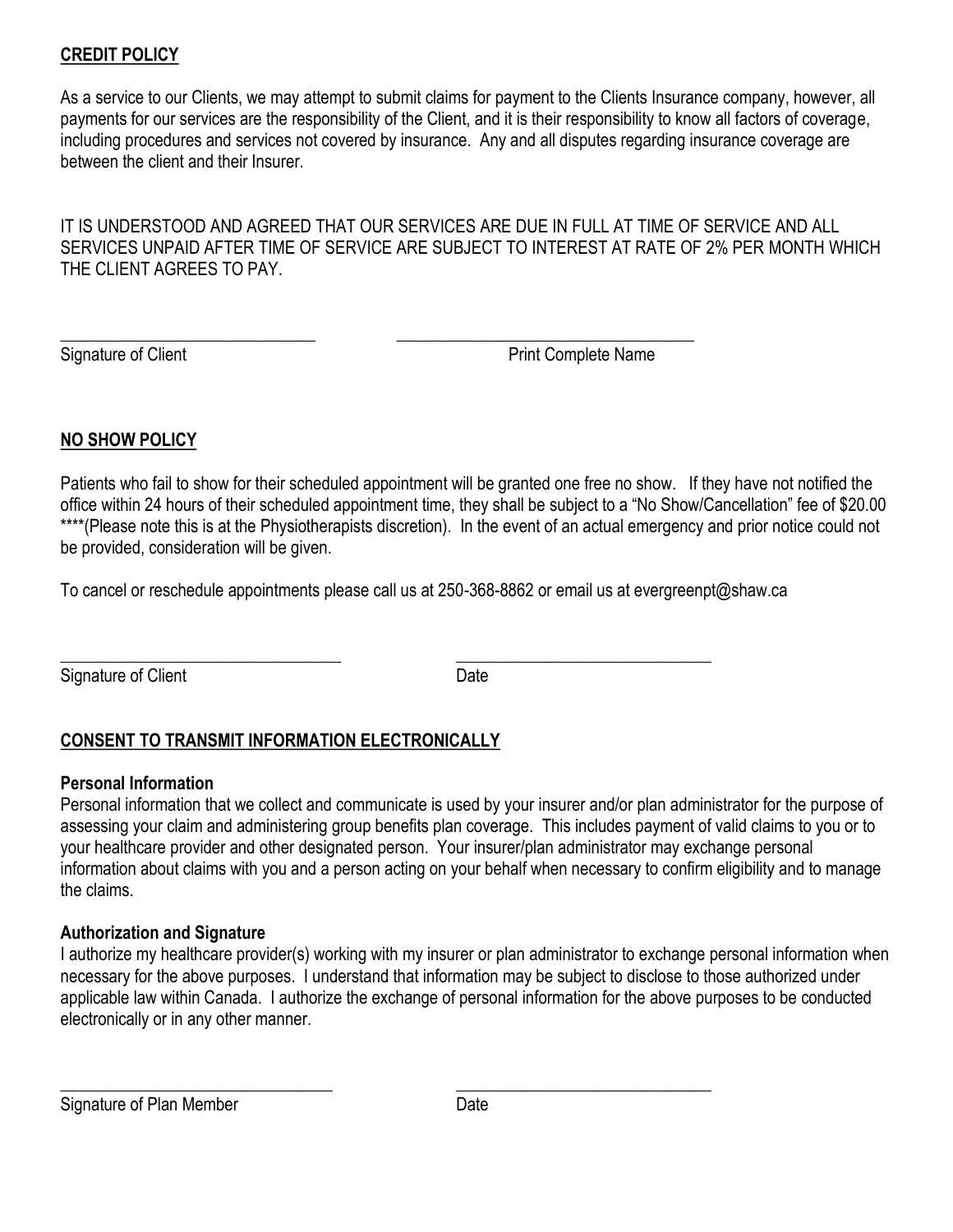## **CREDIT POLICY**

As a service to our Clients, we may attempt to submit claims for payment to the Clients Insurance company, however, all payments for our services are the responsibility of the Client, and it is their responsibility to know all factors of coverage, including procedures and services not covered by insurance. Any and all disputes regarding insurance coverage are between the client and their Insurer.

IT IS UNDERSTOOD AND AGREED THAT OUR SERVICES ARE DUE IN FULL AT TIME OF SERVICE AND ALL SERVICES UNPAID AFTER TIME OF SERVICE ARE SUBJECT TO INTEREST AT RATE OF 2% PER MONTH WHICH THE CLIENT AGREES TO PAY.

_______________________________ _________________________________

Signature of Client Print Complete Name

## **NO SHOW POLICY**

Patients who fail to show for their scheduled appointment will be granted one free no show. If they have not notified the office within 24 hours of their scheduled appointment time, they shall be subject to a "No Show/Cancellation" fee of $20.00 ****(Please note this is at the Physiotherapists discretion). In the event of an actual emergency and prior notice could not be provided, consideration will be given.

To cancel or reschedule appointments please call us at 250-368-8862 or email us at evergreenpt@shaw.ca

_________________________________ _______________________________

Signature of Client Date

## **CONSENT TO TRANSMIT INFORMATION ELECTRONICALLY**

**Personal Information**

Personal information that we collect and communicate is used by your insurer and/or plan administrator for the purpose of assessing your claim and administering group benefits plan coverage. This includes payment of valid claims to you or to your healthcare provider and other designated person. Your insurer/plan administrator may exchange personal information about claims with you and a person acting on your behalf when necessary to confirm eligibility and to manage the claims.

**Authorization and Signature**

I authorize my healthcare provider(s) working with my insurer or plan administrator to exchange personal information when necessary for the above purposes. I understand that information may be subject to disclose to those authorized under applicable law within Canada. I authorize the exchange of personal information for the above purposes to be conducted electronically or in any other manner.

_________________________________ _______________________________

Signature of Plan Member Date